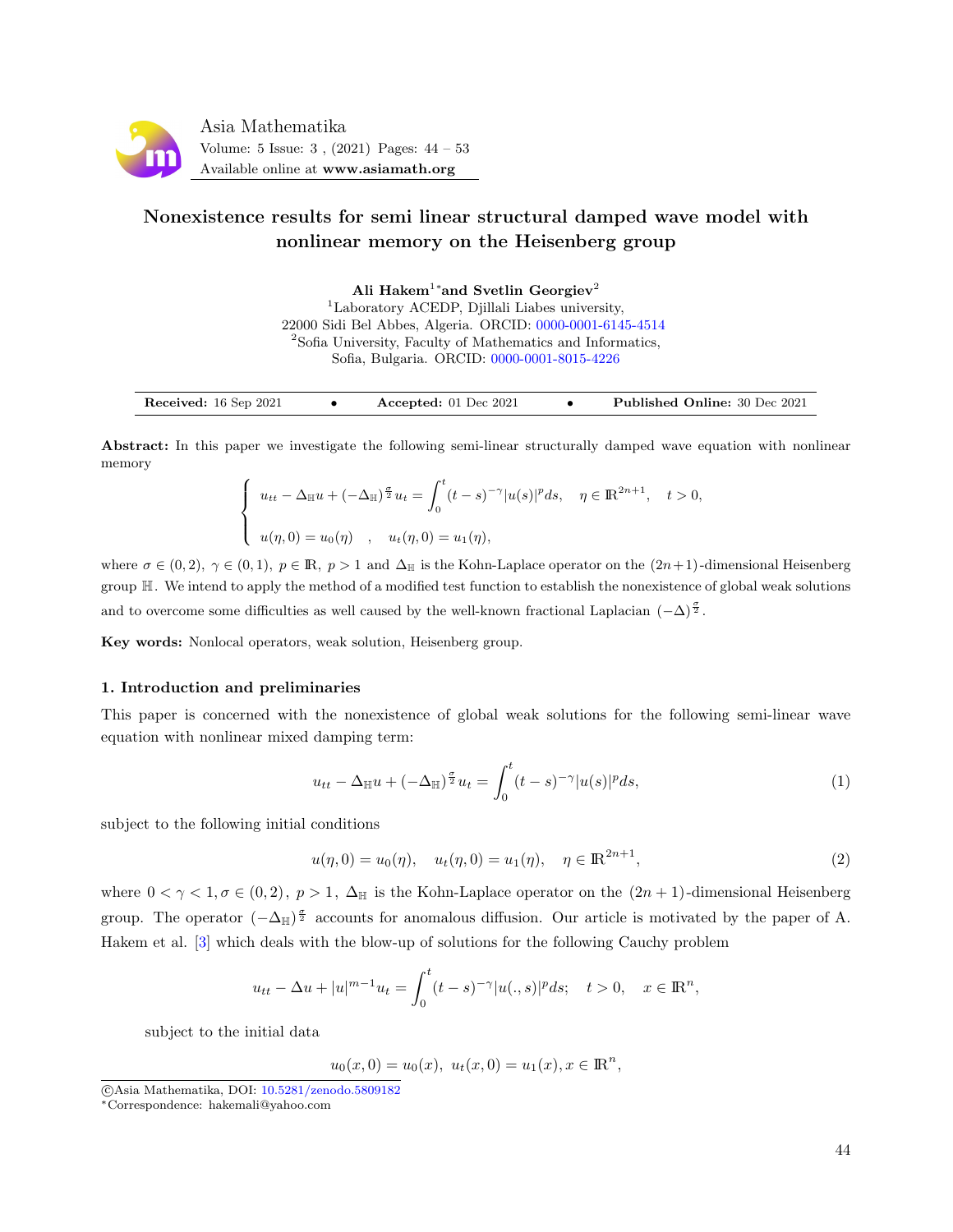# Nonexistence results for semi linear structural damped wave model with nonlinear memory on the Heisenberg group

**Ali Hakem[1]*and Svetlin Georgiev[2]**

[1]Laboratory ACEDP, Djillali Liabes university,
22000 Sidi Bel Abbes, Algeria. ORCID: 0000-0001-6145-4514
[2]Sofia University, Faculty of Mathematics and Informatics,
Sofia, Bulgaria. ORCID: 0000-0001-8015-4226

**Received:** 16 Sep 2021 • **Accepted:** 01 Dec 2021 • **Published Online:** 30 Dec 2021

**Abstract:** In this paper we investigate the following semi-linear structurally damped wave equation with nonlinear memory

$$\begin{cases} u_{tt} - \Delta_{\mathbb{H}} u + (-\Delta_{\mathbb{H}})^{\frac{\sigma}{2}} u_t = \displaystyle\int_0^t (t-s)^{-\gamma} |u(s)|^p ds, \quad \eta \in \mathbb{R}^{2n+1}, \quad t > 0, \\ \\ u(\eta, 0) = u_0(\eta) \quad , \quad u_t(\eta, 0) = u_1(\eta), \end{cases}$$

where $\sigma \in (0,2)$, $\gamma \in (0,1)$, $p \in \mathbb{R}$, $p > 1$ and $\Delta_{\mathbb{H}}$ is the Kohn-Laplace operator on the $(2n+1)$-dimensional Heisenberg group $\mathbb{H}$. We intend to apply the method of a modified test function to establish the nonexistence of global weak solutions and to overcome some difficulties as well caused by the well-known fractional Laplacian $(-\Delta)^{\frac{\sigma}{2}}$.

**Key words:** Nonlocal operators, weak solution, Heisenberg group.

## 1. Introduction and preliminaries

This paper is concerned with the nonexistence of global weak solutions for the following semi-linear wave equation with nonlinear mixed damping term:

$$u_{tt} - \Delta_{\mathbb{H}} u + (-\Delta_{\mathbb{H}})^{\frac{\sigma}{2}} u_t = \int_0^t (t-s)^{-\gamma} |u(s)|^p ds, \tag{1}$$

subject to the following initial conditions

$$u(\eta, 0) = u_0(\eta), \quad u_t(\eta, 0) = u_1(\eta), \quad \eta \in \mathbb{R}^{2n+1}, \tag{2}$$

where $0 < \gamma < 1, \sigma \in (0,2)$, $p > 1$, $\Delta_{\mathbb{H}}$ is the Kohn-Laplace operator on the $(2n+1)$-dimensional Heisenberg group. The operator $(-\Delta_{\mathbb{H}})^{\frac{\sigma}{2}}$ accounts for anomalous diffusion. Our article is motivated by the paper of A. Hakem et al. [3] which deals with the blow-up of solutions for the following Cauchy problem

$$u_{tt} - \Delta u + |u|^{m-1} u_t = \int_0^t (t-s)^{-\gamma} |u(.,s)|^p ds; \quad t > 0, \quad x \in \mathbb{R}^n,$$

subject to the initial data

$$u_0(x,0) = u_0(x), \; u_t(x,0) = u_1(x), x \in \mathbb{R}^n,$$

©Asia Mathematika, DOI: 10.5281/zenodo.5809182
*Correspondence: hakemali@yahoo.com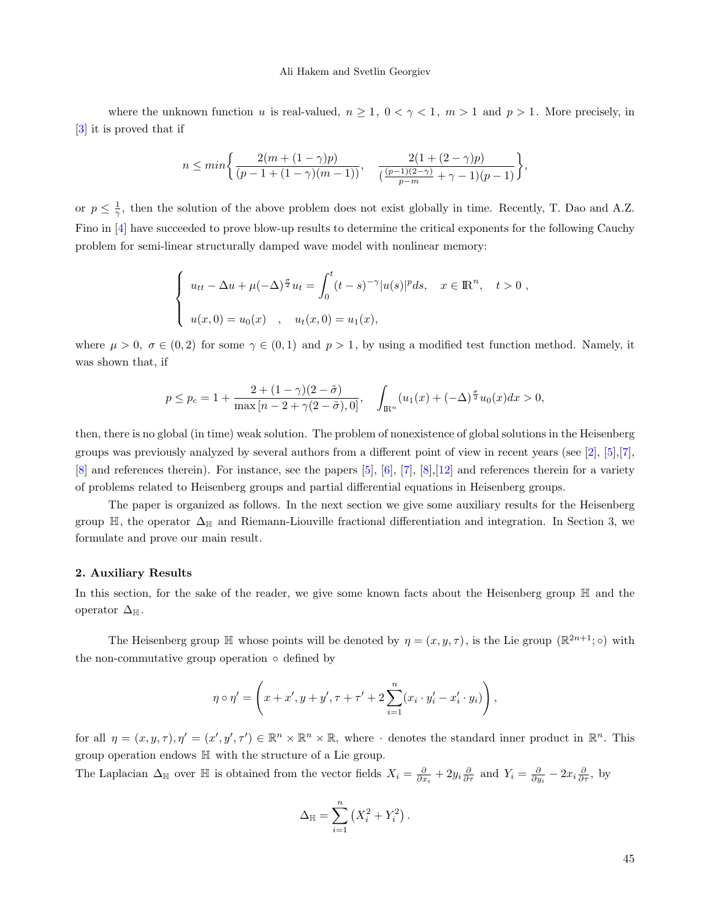where the unknown function $u$ is real-valued, $n \geq 1$, $0 < \gamma < 1$, $m > 1$ and $p > 1$. More precisely, in [3] it is proved that if

$$n \leq min\left\{ \frac{2(m + (1-\gamma)p)}{(p - 1 + (1-\gamma)(m-1))}, \quad \frac{2(1 + (2-\gamma)p)}{(\frac{(p-1)(2-\gamma)}{p-m} + \gamma - 1)(p-1)} \right\},$$

or $p \leq \frac{1}{\gamma}$, then the solution of the above problem does not exist globally in time. Recently, T. Dao and A.Z. Fino in [4] have succeeded to prove blow-up results to determine the critical exponents for the following Cauchy problem for semi-linear structurally damped wave model with nonlinear memory:

$$\begin{cases} u_{tt} - \Delta u + \mu(-\Delta)^{\frac{\sigma}{2}} u_t = \displaystyle\int_0^t (t-s)^{-\gamma} |u(s)|^p ds, \quad x \in \mathbb{R}^n, \quad t > 0 \ , \\ \\ u(x,0) = u_0(x) \quad , \quad u_t(x,0) = u_1(x), \end{cases}$$

where $\mu > 0$, $\sigma \in (0,2)$ for some $\gamma \in (0,1)$ and $p > 1$, by using a modified test function method. Namely, it was shown that, if

$$p \leq p_c = 1 + \frac{2 + (1-\gamma)(2-\tilde{\sigma})}{\max\left[n - 2 + \gamma(2-\tilde{\sigma}), 0\right]}, \quad \int_{\mathbb{R}^n} (u_1(x) + (-\Delta)^{\frac{\sigma}{2}} u_0(x) dx > 0,$$

then, there is no global (in time) weak solution. The problem of nonexistence of global solutions in the Heisenberg groups was previously analyzed by several authors from a different point of view in recent years (see [2], [5],[7], [8] and references therein). For instance, see the papers [5], [6], [7], [8],[12] and references therein for a variety of problems related to Heisenberg groups and partial differential equations in Heisenberg groups.

The paper is organized as follows. In the next section we give some auxiliary results for the Heisenberg group $\mathbb{H}$, the operator $\Delta_{\mathbb{H}}$ and Riemann-Liouville fractional differentiation and integration. In Section 3, we formulate and prove our main result.

## 2. Auxiliary Results

In this section, for the sake of the reader, we give some known facts about the Heisenberg group $\mathbb{H}$ and the operator $\Delta_{\mathbb{H}}$.

The Heisenberg group $\mathbb{H}$ whose points will be denoted by $\eta = (x, y, \tau)$, is the Lie group $(\mathbb{R}^{2n+1}; \circ)$ with the non-commutative group operation $\circ$ defined by

$$\eta \circ \eta' = \left( x + x', y + y', \tau + \tau' + 2 \sum_{i=1}^{n} (x_i \cdot y_i' - x_i' \cdot y_i) \right),$$

for all $\eta = (x, y, \tau), \eta' = (x', y', \tau') \in \mathbb{R}^n \times \mathbb{R}^n \times \mathbb{R}$, where $\cdot$ denotes the standard inner product in $\mathbb{R}^n$. This group operation endows $\mathbb{H}$ with the structure of a Lie group.

The Laplacian $\Delta_{\mathbb{H}}$ over $\mathbb{H}$ is obtained from the vector fields $X_i = \frac{\partial}{\partial x_i} + 2y_i \frac{\partial}{\partial \tau}$ and $Y_i = \frac{\partial}{\partial y_i} - 2x_i \frac{\partial}{\partial \tau}$, by

$$\Delta_{\mathbb{H}} = \sum_{i=1}^{n} \left( X_i^2 + Y_i^2 \right).$$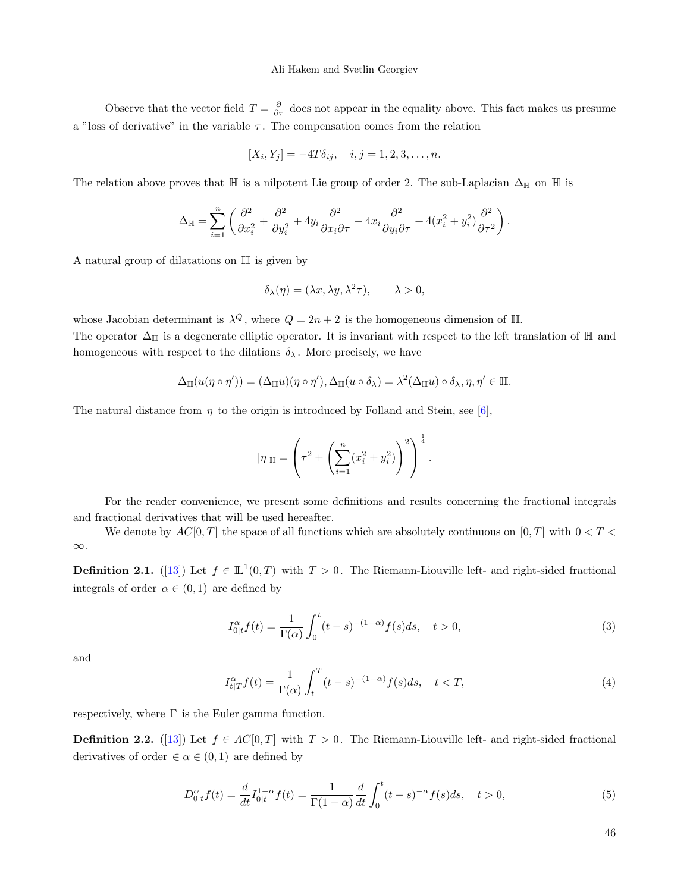Observe that the vector field $T = \frac{\partial}{\partial \tau}$ does not appear in the equality above. This fact makes us presume a "loss of derivative" in the variable $\tau$. The compensation comes from the relation

$$[X_i, Y_j] = -4T\delta_{ij}, \quad i, j = 1, 2, 3, \ldots, n.$$

The relation above proves that $\mathbb{H}$ is a nilpotent Lie group of order 2. The sub-Laplacian $\Delta_{\mathbb{H}}$ on $\mathbb{H}$ is

$$\Delta_{\mathbb{H}} = \sum_{i=1}^{n} \left( \frac{\partial^2}{\partial x_i^2} + \frac{\partial^2}{\partial y_i^2} + 4y_i \frac{\partial^2}{\partial x_i \partial \tau} - 4x_i \frac{\partial^2}{\partial y_i \partial \tau} + 4(x_i^2 + y_i^2) \frac{\partial^2}{\partial \tau^2} \right).$$

A natural group of dilatations on $\mathbb{H}$ is given by

$$\delta_\lambda(\eta) = (\lambda x, \lambda y, \lambda^2 \tau), \qquad \lambda > 0,$$

whose Jacobian determinant is $\lambda^Q$, where $Q = 2n + 2$ is the homogeneous dimension of $\mathbb{H}$.
The operator $\Delta_{\mathbb{H}}$ is a degenerate elliptic operator. It is invariant with respect to the left translation of $\mathbb{H}$ and homogeneous with respect to the dilations $\delta_\lambda$. More precisely, we have

$$\Delta_{\mathbb{H}}(u(\eta \circ \eta')) = (\Delta_{\mathbb{H}} u)(\eta \circ \eta'), \Delta_{\mathbb{H}}(u \circ \delta_\lambda) = \lambda^2 (\Delta_{\mathbb{H}} u) \circ \delta_\lambda, \eta, \eta' \in \mathbb{H}.$$

The natural distance from $\eta$ to the origin is introduced by Folland and Stein, see [6],

$$|\eta|_{\mathbb{H}} = \left( \tau^2 + \left( \sum_{i=1}^{n} (x_i^2 + y_i^2) \right)^2 \right)^{\frac{1}{4}}.$$

For the reader convenience, we present some definitions and results concerning the fractional integrals and fractional derivatives that will be used hereafter.

We denote by $AC[0, T]$ the space of all functions which are absolutely continuous on $[0, T]$ with $0 < T < \infty$.

**Definition 2.1.** ([13]) Let $f \in \mathbb{L}^1(0, T)$ with $T > 0$. The Riemann-Liouville left- and right-sided fractional integrals of order $\alpha \in (0, 1)$ are defined by

$$I_{0|t}^{\alpha} f(t) = \frac{1}{\Gamma(\alpha)} \int_0^t (t - s)^{-(1-\alpha)} f(s) ds, \quad t > 0, \tag{3}$$

and

$$I_{t|T}^{\alpha} f(t) = \frac{1}{\Gamma(\alpha)} \int_t^T (t - s)^{-(1-\alpha)} f(s) ds, \quad t < T, \tag{4}$$

respectively, where $\Gamma$ is the Euler gamma function.

**Definition 2.2.** ([13]) Let $f \in AC[0, T]$ with $T > 0$. The Riemann-Liouville left- and right-sided fractional derivatives of order $\in \alpha \in (0, 1)$ are defined by

$$D_{0|t}^{\alpha} f(t) = \frac{d}{dt} I_{0|t}^{1-\alpha} f(t) = \frac{1}{\Gamma(1 - \alpha)} \frac{d}{dt} \int_0^t (t - s)^{-\alpha} f(s) ds, \quad t > 0, \tag{5}$$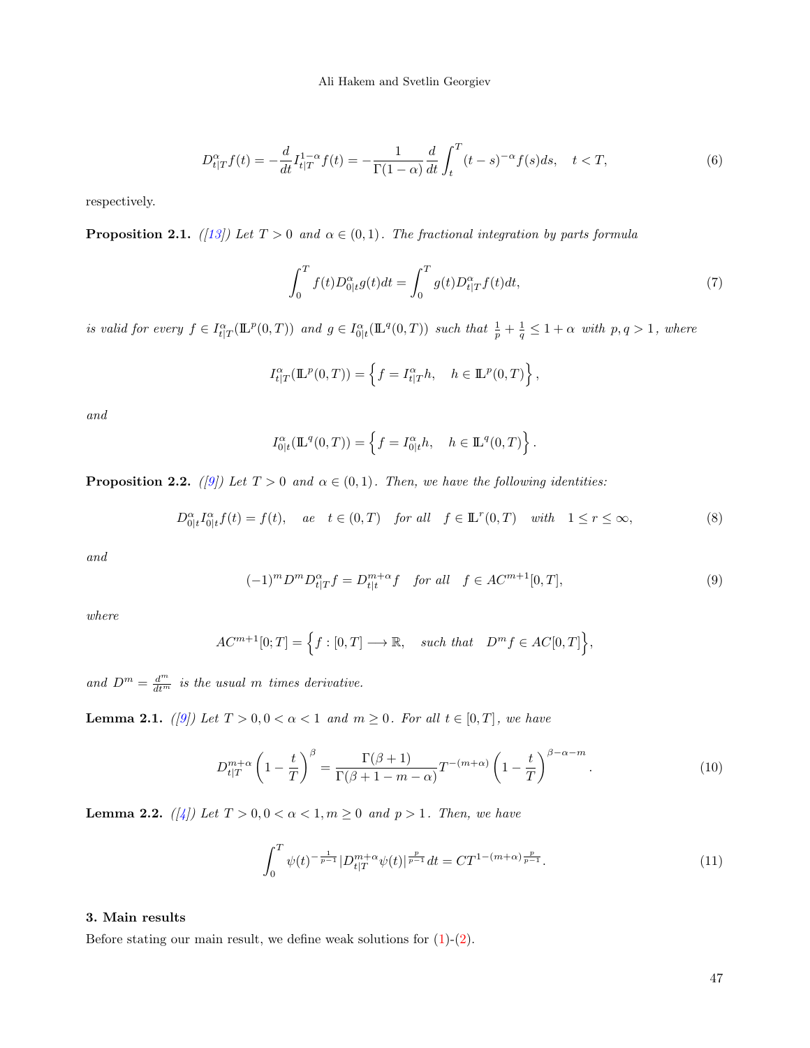$$D^{\alpha}_{t|T}f(t) = -\frac{d}{dt}I^{1-\alpha}_{t|T}f(t) = -\frac{1}{\Gamma(1-\alpha)}\frac{d}{dt}\int_t^T (t-s)^{-\alpha}f(s)ds, \quad t<T, \tag{6}$$

respectively.

**Proposition 2.1.** *([13]) Let $T>0$ and $\alpha \in (0,1)$. The fractional integration by parts formula*

$$\int_0^T f(t)D^{\alpha}_{0|t}g(t)dt = \int_0^T g(t)D^{\alpha}_{t|T}f(t)dt, \tag{7}$$

*is valid for every $f \in I^{\alpha}_{t|T}(\mathbb{L}^p(0,T))$ and $g \in I^{\alpha}_{0|t}(\mathbb{L}^q(0,T))$ such that $\frac{1}{p}+\frac{1}{q} \leq 1+\alpha$ with $p,q>1$, where*

$$I^{\alpha}_{t|T}(\mathbb{L}^p(0,T)) = \left\{ f = I^{\alpha}_{t|T}h, \quad h \in \mathbb{L}^p(0,T) \right\},$$

*and*

$$I^{\alpha}_{0|t}(\mathbb{L}^q(0,T)) = \left\{ f = I^{\alpha}_{0|t}h, \quad h \in \mathbb{L}^q(0,T) \right\}.$$

**Proposition 2.2.** *([9]) Let $T>0$ and $\alpha \in (0,1)$. Then, we have the following identities:*

$$D^{\alpha}_{0|t}I^{\alpha}_{0|t}f(t) = f(t), \quad ae \quad t \in (0,T) \quad for\ all \quad f \in \mathbb{L}^r(0,T) \quad with \quad 1 \leq r \leq \infty, \tag{8}$$

*and*

$$(-1)^m D^m D^{\alpha}_{t|T}f = D^{m+\alpha}_{t|t}f \quad for\ all \quad f \in AC^{m+1}[0,T], \tag{9}$$

*where*

$$AC^{m+1}[0;T] = \Big\{ f : [0,T] \longrightarrow \mathbb{R}, \quad such\ that \quad D^m f \in AC[0,T] \Big\},$$

*and $D^m = \frac{d^m}{dt^m}$ is the usual $m$ times derivative.*

**Lemma 2.1.** *([9]) Let $T>0, 0<\alpha<1$ and $m \geq 0$. For all $t \in [0,T]$, we have*

$$D^{m+\alpha}_{t|T}\left(1-\frac{t}{T}\right)^{\beta} = \frac{\Gamma(\beta+1)}{\Gamma(\beta+1-m-\alpha)}T^{-(m+\alpha)}\left(1-\frac{t}{T}\right)^{\beta-\alpha-m}. \tag{10}$$

**Lemma 2.2.** *([4]) Let $T>0, 0<\alpha<1, m \geq 0$ and $p>1$. Then, we have*

$$\int_0^T \psi(t)^{-\frac{1}{p-1}}|D^{m+\alpha}_{t|T}\psi(t)|^{\frac{p}{p-1}}dt = CT^{1-(m+\alpha)\frac{p}{p-1}}. \tag{11}$$

## 3. Main results

Before stating our main result, we define weak solutions for (1)-(2).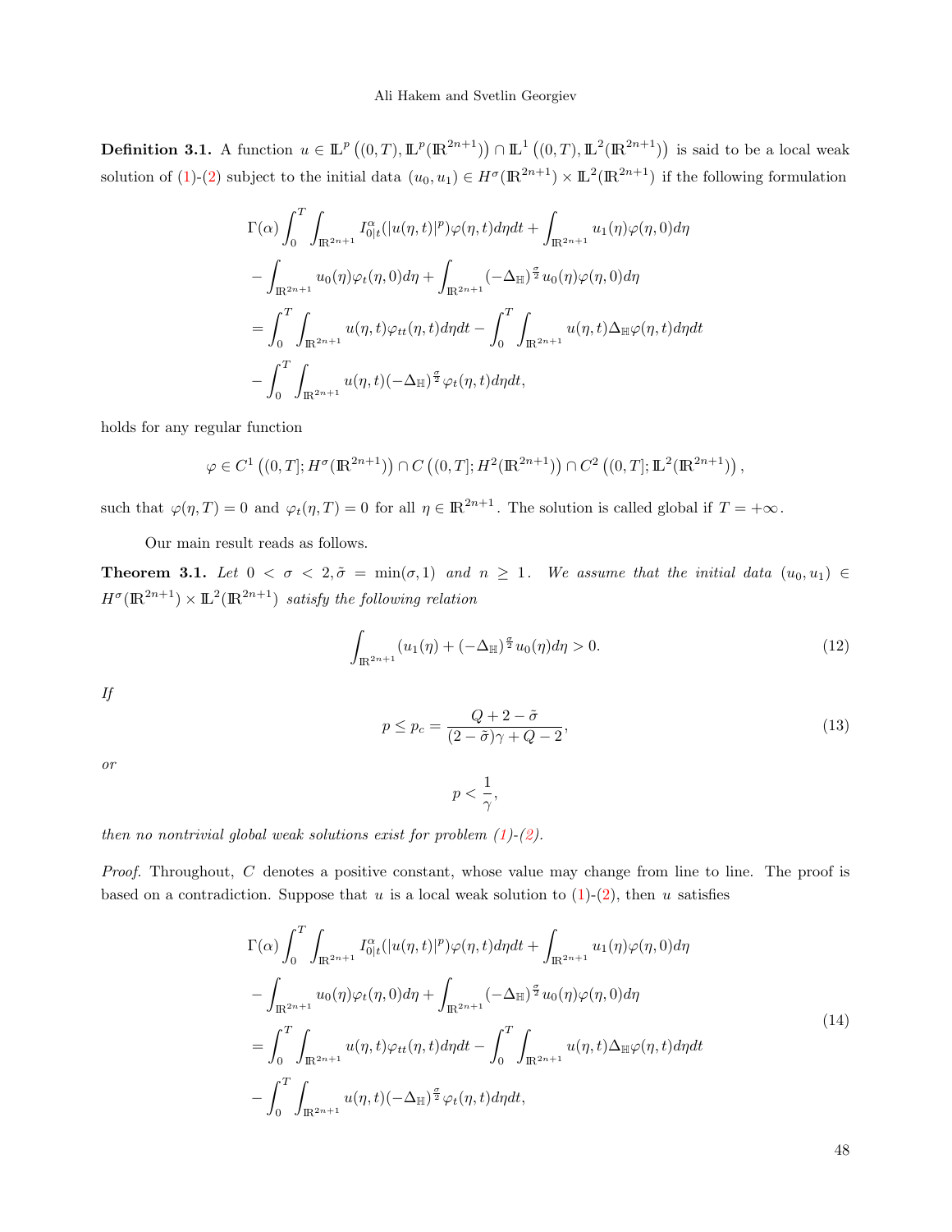**Definition 3.1.** A function $u \in \mathbb{L}^p\left((0,T), \mathbb{L}^p(\mathbb{R}^{2n+1})\right) \cap \mathbb{L}^1\left((0,T), \mathbb{L}^2(\mathbb{R}^{2n+1})\right)$ is said to be a local weak solution of (1)-(2) subject to the initial data $(u_0, u_1) \in H^\sigma(\mathbb{R}^{2n+1}) \times \mathbb{L}^2(\mathbb{R}^{2n+1})$ if the following formulation

$$
\begin{aligned}
&\Gamma(\alpha)\int_0^T \int_{\mathbb{R}^{2n+1}} I_{0|t}^{\alpha}(|u(\eta,t)|^p)\varphi(\eta,t)d\eta dt + \int_{\mathbb{R}^{2n+1}} u_1(\eta)\varphi(\eta,0)d\eta \\
&- \int_{\mathbb{R}^{2n+1}} u_0(\eta)\varphi_t(\eta,0)d\eta + \int_{\mathbb{R}^{2n+1}} (-\Delta_{\mathbb{H}})^{\frac{\sigma}{2}} u_0(\eta)\varphi(\eta,0)d\eta \\
&= \int_0^T \int_{\mathbb{R}^{2n+1}} u(\eta,t)\varphi_{tt}(\eta,t)d\eta dt - \int_0^T \int_{\mathbb{R}^{2n+1}} u(\eta,t)\Delta_{\mathbb{H}}\varphi(\eta,t)d\eta dt \\
&- \int_0^T \int_{\mathbb{R}^{2n+1}} u(\eta,t)(-\Delta_{\mathbb{H}})^{\frac{\sigma}{2}}\varphi_t(\eta,t)d\eta dt,
\end{aligned}
$$

holds for any regular function

$$
\varphi \in C^1\left((0,T]; H^\sigma(\mathbb{R}^{2n+1})\right) \cap C\left((0,T]; H^2(\mathbb{R}^{2n+1})\right) \cap C^2\left((0,T]; \mathbb{L}^2(\mathbb{R}^{2n+1})\right),
$$

such that $\varphi(\eta, T) = 0$ and $\varphi_t(\eta, T) = 0$ for all $\eta \in \mathbb{R}^{2n+1}$. The solution is called global if $T = +\infty$.

Our main result reads as follows.

**Theorem 3.1.** *Let $0 < \sigma < 2, \tilde{\sigma} = \min(\sigma, 1)$ and $n \geq 1$. We assume that the initial data $(u_0, u_1) \in H^\sigma(\mathbb{R}^{2n+1}) \times \mathbb{L}^2(\mathbb{R}^{2n+1})$ satisfy the following relation*

$$
\int_{\mathbb{R}^{2n+1}} (u_1(\eta) + (-\Delta_{\mathbb{H}})^{\frac{\sigma}{2}} u_0(\eta)d\eta > 0. \tag{12}
$$

*If*

$$
p \leq p_c = \frac{Q + 2 - \tilde{\sigma}}{(2 - \tilde{\sigma})\gamma + Q - 2}, \tag{13}
$$

*or*

$$
p < \frac{1}{\gamma},
$$

*then no nontrivial global weak solutions exist for problem (1)-(2).*

*Proof.* Throughout, $C$ denotes a positive constant, whose value may change from line to line. The proof is based on a contradiction. Suppose that $u$ is a local weak solution to (1)-(2), then $u$ satisfies

$$
\begin{aligned}
&\Gamma(\alpha)\int_0^T \int_{\mathbb{R}^{2n+1}} I_{0|t}^{\alpha}(|u(\eta,t)|^p)\varphi(\eta,t)d\eta dt + \int_{\mathbb{R}^{2n+1}} u_1(\eta)\varphi(\eta,0)d\eta \\
&- \int_{\mathbb{R}^{2n+1}} u_0(\eta)\varphi_t(\eta,0)d\eta + \int_{\mathbb{R}^{2n+1}} (-\Delta_{\mathbb{H}})^{\frac{\sigma}{2}} u_0(\eta)\varphi(\eta,0)d\eta \\
&= \int_0^T \int_{\mathbb{R}^{2n+1}} u(\eta,t)\varphi_{tt}(\eta,t)d\eta dt - \int_0^T \int_{\mathbb{R}^{2n+1}} u(\eta,t)\Delta_{\mathbb{H}}\varphi(\eta,t)d\eta dt \\
&- \int_0^T \int_{\mathbb{R}^{2n+1}} u(\eta,t)(-\Delta_{\mathbb{H}})^{\frac{\sigma}{2}}\varphi_t(\eta,t)d\eta dt,
\end{aligned} \tag{14}
$$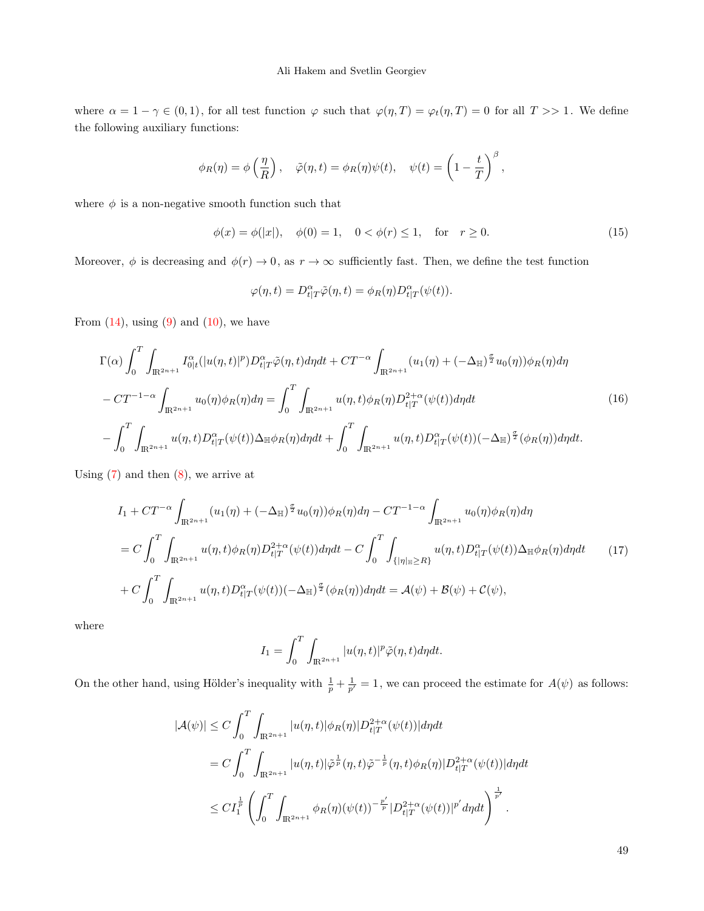where $\alpha = 1-\gamma \in (0,1)$, for all test function $\varphi$ such that $\varphi(\eta, T) = \varphi_t(\eta, T) = 0$ for all $T >> 1$. We define the following auxiliary functions:

$$\phi_R(\eta) = \phi\left(\frac{\eta}{R}\right), \quad \tilde{\varphi}(\eta,t) = \phi_R(\eta)\psi(t), \quad \psi(t) = \left(1 - \frac{t}{T}\right)^{\beta},$$

where $\phi$ is a non-negative smooth function such that

$$\phi(x) = \phi(|x|), \quad \phi(0) = 1, \quad 0 < \phi(r) \leq 1, \quad \text{for} \quad r \geq 0. \tag{15}$$

Moreover, $\phi$ is decreasing and $\phi(r) \to 0$, as $r \to \infty$ sufficiently fast. Then, we define the test function

$$\varphi(\eta, t) = D^{\alpha}_{t|T}\tilde{\varphi}(\eta, t) = \phi_R(\eta) D^{\alpha}_{t|T}(\psi(t)).$$

From (14), using (9) and (10), we have

$$\begin{aligned}
&\Gamma(\alpha)\int_0^T \int_{\mathbb{R}^{2n+1}} I^{\alpha}_{0|t}(|u(\eta,t)|^p) D^{\alpha}_{t|T}\tilde{\varphi}(\eta,t)d\eta dt + CT^{-\alpha}\int_{\mathbb{R}^{2n+1}} (u_1(\eta) + (-\Delta_{\mathbb{H}})^{\frac{\sigma}{2}} u_0(\eta))\phi_R(\eta)d\eta \\
&- CT^{-1-\alpha}\int_{\mathbb{R}^{2n+1}} u_0(\eta)\phi_R(\eta)d\eta = \int_0^T \int_{\mathbb{R}^{2n+1}} u(\eta,t)\phi_R(\eta) D^{2+\alpha}_{t|T}(\psi(t))d\eta dt \\
&- \int_0^T \int_{\mathbb{R}^{2n+1}} u(\eta,t) D^{\alpha}_{t|T}(\psi(t))\Delta_{\mathbb{H}}\phi_R(\eta)d\eta dt + \int_0^T \int_{\mathbb{R}^{2n+1}} u(\eta,t) D^{\alpha}_{t|T}(\psi(t))(-\Delta_{\mathbb{H}})^{\frac{\sigma}{2}}(\phi_R(\eta))d\eta dt.
\end{aligned} \tag{16}$$

Using (7) and then (8), we arrive at

$$\begin{aligned}
&I_1 + CT^{-\alpha}\int_{\mathbb{R}^{2n+1}} (u_1(\eta) + (-\Delta_{\mathbb{H}})^{\frac{\sigma}{2}} u_0(\eta))\phi_R(\eta)d\eta - CT^{-1-\alpha}\int_{\mathbb{R}^{2n+1}} u_0(\eta)\phi_R(\eta)d\eta \\
&= C\int_0^T \int_{\mathbb{R}^{2n+1}} u(\eta,t)\phi_R(\eta) D^{2+\alpha}_{t|T}(\psi(t))d\eta dt - C\int_0^T \int_{\{|\eta|_{\mathbb{H}} \geq R\}} u(\eta,t) D^{\alpha}_{t|T}(\psi(t))\Delta_{\mathbb{H}}\phi_R(\eta)d\eta dt \\
&+ C\int_0^T \int_{\mathbb{R}^{2n+1}} u(\eta,t) D^{\alpha}_{t|T}(\psi(t))(-\Delta_{\mathbb{H}})^{\frac{\sigma}{2}}(\phi_R(\eta))d\eta dt = \mathcal{A}(\psi) + \mathcal{B}(\psi) + \mathcal{C}(\psi),
\end{aligned} \tag{17}$$

where

$$I_1 = \int_0^T \int_{\mathbb{R}^{2n+1}} |u(\eta,t)|^p \tilde{\varphi}(\eta,t)d\eta dt.$$

On the other hand, using Hölder's inequality with $\frac{1}{p} + \frac{1}{p'} = 1$, we can proceed the estimate for $A(\psi)$ as follows:

$$\begin{aligned}
|\mathcal{A}(\psi)| &\leq C\int_0^T \int_{\mathbb{R}^{2n+1}} |u(\eta,t)|\phi_R(\eta)|D^{2+\alpha}_{t|T}(\psi(t))|d\eta dt \\
&= C\int_0^T \int_{\mathbb{R}^{2n+1}} |u(\eta,t)|\tilde{\varphi}^{\frac{1}{p}}(\eta,t)\tilde{\varphi}^{-\frac{1}{p}}(\eta,t)\phi_R(\eta)|D^{2+\alpha}_{t|T}(\psi(t))|d\eta dt \\
&\leq CI_1^{\frac{1}{p}} \left(\int_0^T \int_{\mathbb{R}^{2n+1}} \phi_R(\eta)(\psi(t))^{-\frac{p'}{p}} |D^{2+\alpha}_{t|T}(\psi(t))|^{p'} d\eta dt\right)^{\frac{1}{p'}}.
\end{aligned}$$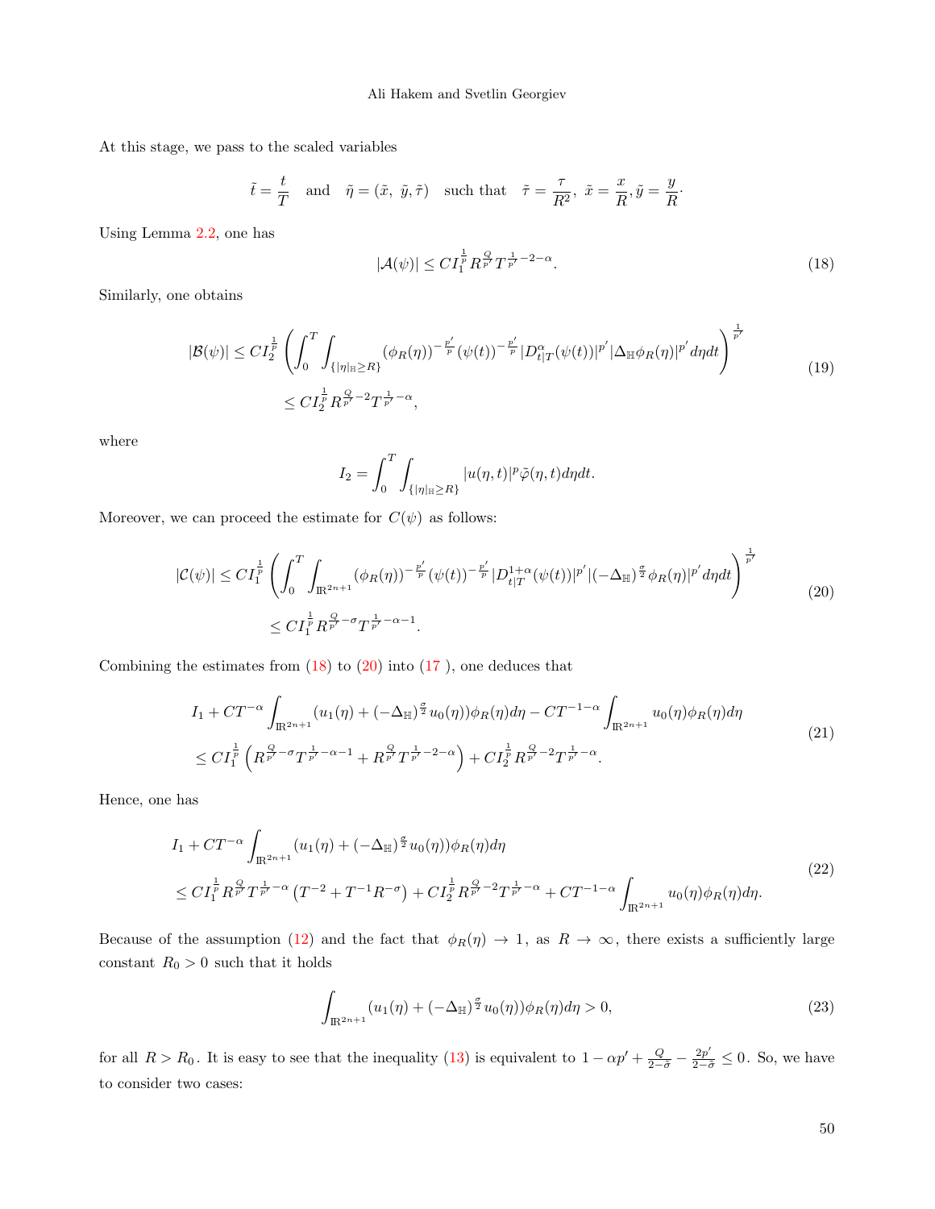At this stage, we pass to the scaled variables

$$\tilde{t} = \frac{t}{T} \quad \text{and} \quad \tilde{\eta} = (\tilde{x},\ \tilde{y}, \tilde{\tau}) \quad \text{such that} \quad \tilde{\tau} = \frac{\tau}{R^2},\ \tilde{x} = \frac{x}{R}, \tilde{y} = \frac{y}{R}.$$

Using Lemma 2.2, one has

$$|\mathcal{A}(\psi)| \leq C I_1^{\frac{1}{p}} R^{\frac{Q}{p'}} T^{\frac{1}{p'}-2-\alpha}. \tag{18}$$

Similarly, one obtains

$$\begin{aligned} |\mathcal{B}(\psi)| &\leq C I_2^{\frac{1}{p}} \left( \int_0^T \int_{\{|\eta|_{\mathbb{H}} \geq R\}} (\phi_R(\eta))^{-\frac{p'}{p}} (\psi(t))^{-\frac{p'}{p}} |D_{t|T}^{\alpha}(\psi(t))|^{p'} |\Delta_{\mathbb{H}} \phi_R(\eta)|^{p'} d\eta dt \right)^{\frac{1}{p'}} \\ &\leq C I_2^{\frac{1}{p}} R^{\frac{Q}{p'}-2} T^{\frac{1}{p'}-\alpha}, \end{aligned} \tag{19}$$

where

$$I_2 = \int_0^T \int_{\{|\eta|_{\mathbb{H}} \geq R\}} |u(\eta, t)|^p \tilde{\varphi}(\eta, t) d\eta dt.$$

Moreover, we can proceed the estimate for $C(\psi)$ as follows:

$$\begin{aligned} |\mathcal{C}(\psi)| &\leq C I_1^{\frac{1}{p}} \left( \int_0^T \int_{\mathbb{R}^{2n+1}} (\phi_R(\eta))^{-\frac{p'}{p}} (\psi(t))^{-\frac{p'}{p}} |D_{t|T}^{1+\alpha}(\psi(t))|^{p'} |(-\Delta_{\mathbb{H}})^{\frac{\sigma}{2}} \phi_R(\eta)|^{p'} d\eta dt \right)^{\frac{1}{p'}} \\ &\leq C I_1^{\frac{1}{p}} R^{\frac{Q}{p'}-\sigma} T^{\frac{1}{p'}-\alpha-1}. \end{aligned} \tag{20}$$

Combining the estimates from (18) to (20) into (17 ), one deduces that

$$\begin{aligned} &I_1 + C T^{-\alpha} \int_{\mathbb{R}^{2n+1}} (u_1(\eta) + (-\Delta_{\mathbb{H}})^{\frac{\sigma}{2}} u_0(\eta)) \phi_R(\eta) d\eta - C T^{-1-\alpha} \int_{\mathbb{R}^{2n+1}} u_0(\eta) \phi_R(\eta) d\eta \\ &\leq C I_1^{\frac{1}{p}} \left( R^{\frac{Q}{p'}-\sigma} T^{\frac{1}{p'}-\alpha-1} + R^{\frac{Q}{p'}} T^{\frac{1}{p'}-2-\alpha} \right) + C I_2^{\frac{1}{p}} R^{\frac{Q}{p'}-2} T^{\frac{1}{p'}-\alpha}. \end{aligned} \tag{21}$$

Hence, one has

$$\begin{aligned} &I_1 + C T^{-\alpha} \int_{\mathbb{R}^{2n+1}} (u_1(\eta) + (-\Delta_{\mathbb{H}})^{\frac{\sigma}{2}} u_0(\eta)) \phi_R(\eta) d\eta \\ &\leq C I_1^{\frac{1}{p}} R^{\frac{Q}{p'}} T^{\frac{1}{p'}-\alpha} \left( T^{-2} + T^{-1} R^{-\sigma} \right) + C I_2^{\frac{1}{p}} R^{\frac{Q}{p'}-2} T^{\frac{1}{p'}-\alpha} + C T^{-1-\alpha} \int_{\mathbb{R}^{2n+1}} u_0(\eta) \phi_R(\eta) d\eta. \end{aligned} \tag{22}$$

Because of the assumption (12) and the fact that $\phi_R(\eta) \to 1$, as $R \to \infty$, there exists a sufficiently large constant $R_0 > 0$ such that it holds

$$\int_{\mathbb{R}^{2n+1}} (u_1(\eta) + (-\Delta_{\mathbb{H}})^{\frac{\sigma}{2}} u_0(\eta)) \phi_R(\eta) d\eta > 0, \tag{23}$$

for all $R > R_0$. It is easy to see that the inequality (13) is equivalent to $1 - \alpha p' + \frac{Q}{2-\tilde{\sigma}} - \frac{2p'}{2-\tilde{\sigma}} \leq 0$. So, we have to consider two cases: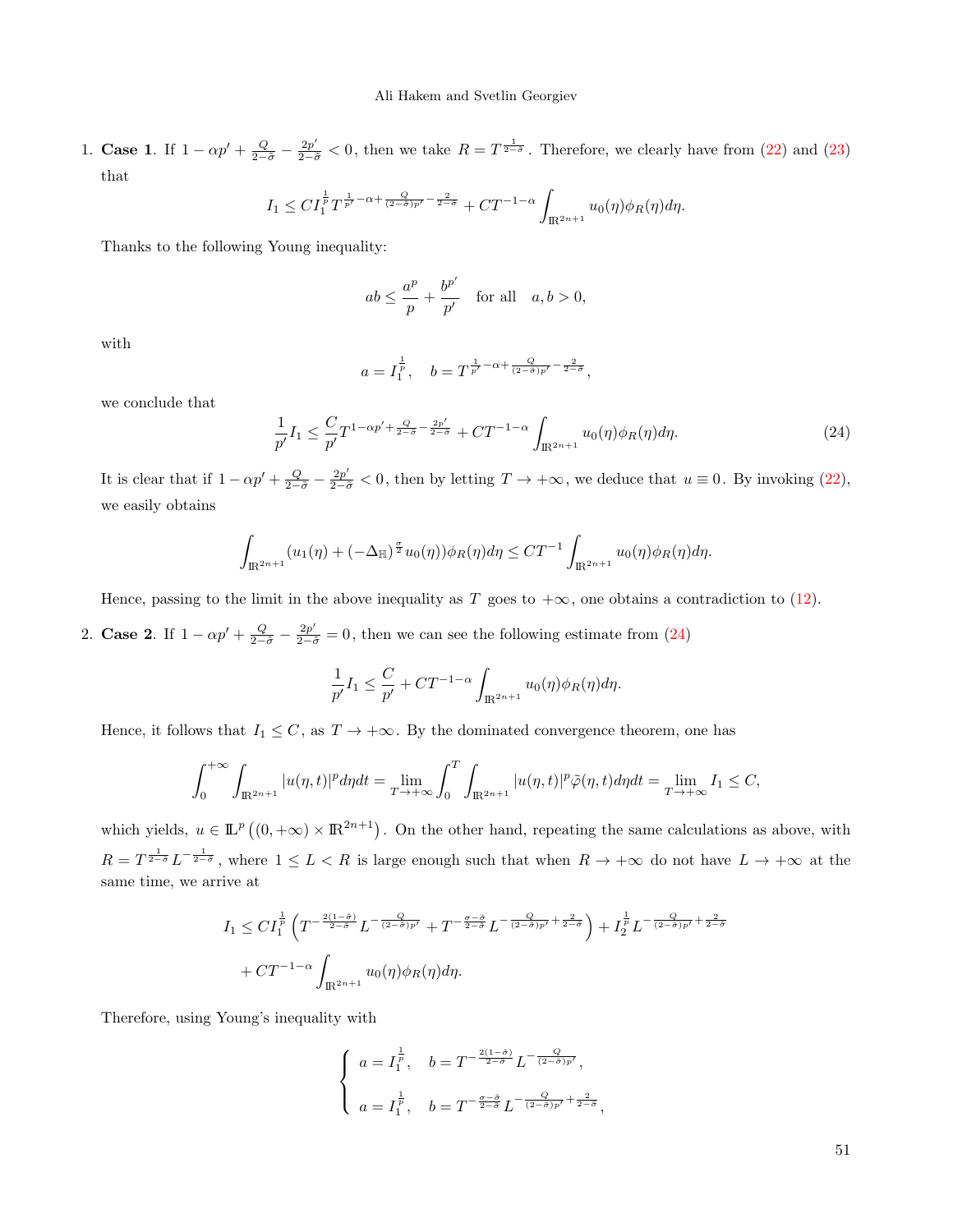1. **Case 1**. If $1-\alpha p'+\frac{Q}{2-\tilde{\sigma}}-\frac{2p'}{2-\tilde{\sigma}}<0$, then we take $R=T^{\frac{1}{2-\tilde{\sigma}}}$. Therefore, we clearly have from (22) and (23) that

$$I_1 \le C I_1^{\frac{1}{p}} T^{\frac{1}{p'}-\alpha+\frac{Q}{(2-\tilde{\sigma})p'}-\frac{2}{2-\tilde{\sigma}}} + C T^{-1-\alpha}\int_{\mathbb{R}^{2n+1}} u_0(\eta)\phi_R(\eta)d\eta.$$

Thanks to the following Young inequality:

$$ab \le \frac{a^p}{p}+\frac{b^{p'}}{p'} \quad \text{for all} \quad a,b>0,$$

with

$$a=I_1^{\frac{1}{p}}, \quad b=T^{\frac{1}{p'}-\alpha+\frac{Q}{(2-\tilde{\sigma})p'}-\frac{2}{2-\tilde{\sigma}}},$$

we conclude that

$$\frac{1}{p'}I_1 \le \frac{C}{p'}T^{1-\alpha p'+\frac{Q}{2-\tilde{\sigma}}-\frac{2p'}{2-\tilde{\sigma}}} + C T^{-1-\alpha}\int_{\mathbb{R}^{2n+1}} u_0(\eta)\phi_R(\eta)d\eta. \tag{24}$$

It is clear that if $1-\alpha p'+\frac{Q}{2-\tilde{\sigma}}-\frac{2p'}{2-\tilde{\sigma}}<0$, then by letting $T\to+\infty$, we deduce that $u\equiv 0$. By invoking (22), we easily obtains

$$\int_{\mathbb{R}^{2n+1}} (u_1(\eta)+(-\Delta_{\mathbb{H}})^{\frac{\sigma}{2}}u_0(\eta))\phi_R(\eta)d\eta \le C T^{-1}\int_{\mathbb{R}^{2n+1}} u_0(\eta)\phi_R(\eta)d\eta.$$

Hence, passing to the limit in the above inequality as $T$ goes to $+\infty$, one obtains a contradiction to (12).

2. **Case 2**. If $1-\alpha p'+\frac{Q}{2-\tilde{\sigma}}-\frac{2p'}{2-\tilde{\sigma}}=0$, then we can see the following estimate from (24)

$$\frac{1}{p'}I_1 \le \frac{C}{p'} + C T^{-1-\alpha}\int_{\mathbb{R}^{2n+1}} u_0(\eta)\phi_R(\eta)d\eta.$$

Hence, it follows that $I_1\le C$, as $T\to+\infty$. By the dominated convergence theorem, one has

$$\int_0^{+\infty}\int_{\mathbb{R}^{2n+1}} |u(\eta,t)|^p d\eta dt = \lim_{T\to+\infty}\int_0^T\int_{\mathbb{R}^{2n+1}} |u(\eta,t)|^p \tilde{\varphi}(\eta,t)d\eta dt = \lim_{T\to+\infty} I_1 \le C,$$

which yields, $u\in \mathbb{L}^p\left((0,+\infty)\times\mathbb{R}^{2n+1}\right)$. On the other hand, repeating the same calculations as above, with $R=T^{\frac{1}{2-\tilde{\sigma}}}L^{-\frac{1}{2-\tilde{\sigma}}}$, where $1\le L<R$ is large enough such that when $R\to+\infty$ do not have $L\to+\infty$ at the same time, we arrive at

$$\begin{aligned} I_1 \le\ & C I_1^{\frac{1}{p}}\left(T^{-\frac{2(1-\tilde{\sigma})}{2-\tilde{\sigma}}}L^{-\frac{Q}{(2-\tilde{\sigma})p'}} + T^{-\frac{\sigma-\tilde{\sigma}}{2-\tilde{\sigma}}}L^{-\frac{Q}{(2-\tilde{\sigma})p'}+\frac{2}{2-\tilde{\sigma}}}\right) + I_2^{\frac{1}{p}}L^{-\frac{Q}{(2-\tilde{\sigma})p'}+\frac{2}{2-\tilde{\sigma}}} \\ & + C T^{-1-\alpha}\int_{\mathbb{R}^{2n+1}} u_0(\eta)\phi_R(\eta)d\eta. \end{aligned}$$

Therefore, using Young's inequality with

$$\begin{cases} a=I_1^{\frac{1}{p}}, \quad b=T^{-\frac{2(1-\tilde{\sigma})}{2-\tilde{\sigma}}}L^{-\frac{Q}{(2-\tilde{\sigma})p'}}, \\ a=I_1^{\frac{1}{p}}, \quad b=T^{-\frac{\sigma-\tilde{\sigma}}{2-\tilde{\sigma}}}L^{-\frac{Q}{(2-\tilde{\sigma})p'}+\frac{2}{2-\tilde{\sigma}}}, \end{cases}$$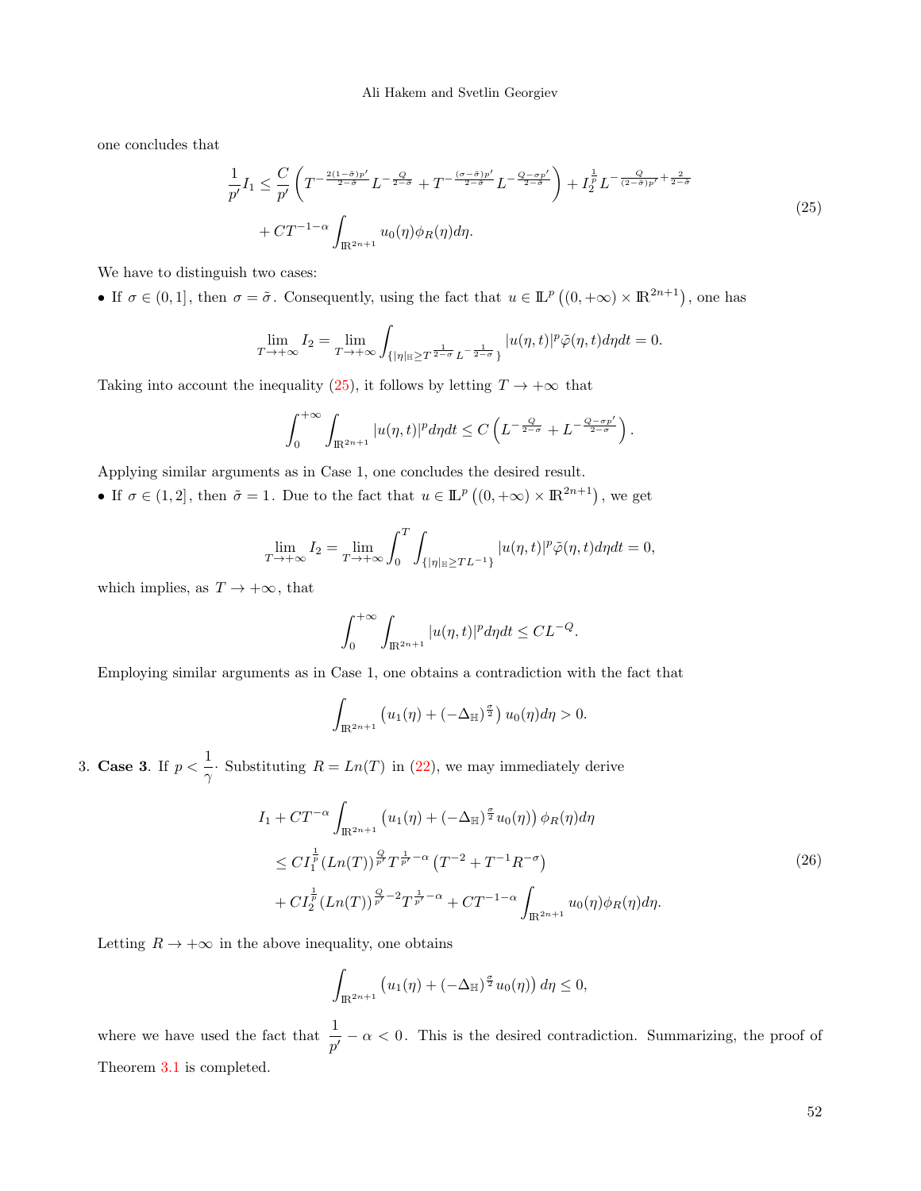one concludes that

$$
\begin{aligned}
\frac{1}{p'}I_1 \leq \frac{C}{p'}\left(T^{-\frac{2(1-\tilde{\sigma})p'}{2-\tilde{\sigma}}}L^{-\frac{Q}{2-\tilde{\sigma}}} + T^{-\frac{(\sigma-\tilde{\sigma})p'}{2-\tilde{\sigma}}}L^{-\frac{Q-\sigma p'}{2-\tilde{\sigma}}}\right) + I_2^{\frac{1}{p}}L^{-\frac{Q}{(2-\tilde{\sigma})p'}+\frac{2}{2-\tilde{\sigma}}} \\
+ CT^{-1-\alpha}\int_{\mathbb{R}^{2n+1}} u_0(\eta)\phi_R(\eta)d\eta.
\end{aligned}
\tag{25}
$$

We have to distinguish two cases:

- If $\sigma \in (0,1]$, then $\sigma = \tilde{\sigma}$. Consequently, using the fact that $u \in \mathbb{L}^p\left((0,+\infty)\times\mathbb{R}^{2n+1}\right)$, one has

$$
\lim_{T\to+\infty} I_2 = \lim_{T\to+\infty}\int_{\{|\eta|_{\mathbb{H}}\geq T^{\frac{1}{2-\sigma}}L^{-\frac{1}{2-\sigma}}\}} |u(\eta,t)|^p\tilde{\varphi}(\eta,t)d\eta dt = 0.
$$

Taking into account the inequality (25), it follows by letting $T\to+\infty$ that

$$
\int_0^{+\infty}\int_{\mathbb{R}^{2n+1}} |u(\eta,t)|^p d\eta dt \leq C\left(L^{-\frac{Q}{2-\sigma}} + L^{-\frac{Q-\sigma p'}{2-\sigma}}\right).
$$

Applying similar arguments as in Case 1, one concludes the desired result.

- If $\sigma \in (1,2]$, then $\tilde{\sigma} = 1$. Due to the fact that $u \in \mathbb{L}^p\left((0,+\infty)\times\mathbb{R}^{2n+1}\right)$, we get

$$
\lim_{T\to+\infty} I_2 = \lim_{T\to+\infty}\int_0^T\int_{\{|\eta|_{\mathbb{H}}\geq TL^{-1}\}} |u(\eta,t)|^p\tilde{\varphi}(\eta,t)d\eta dt = 0,
$$

which implies, as $T\to+\infty$, that

$$
\int_0^{+\infty}\int_{\mathbb{R}^{2n+1}} |u(\eta,t)|^p d\eta dt \leq CL^{-Q}.
$$

Employing similar arguments as in Case 1, one obtains a contradiction with the fact that

$$
\int_{\mathbb{R}^{2n+1}} \left(u_1(\eta) + (-\Delta_{\mathbb{H}})^{\frac{\sigma}{2}}\right)u_0(\eta)d\eta > 0.
$$

3. **Case 3**. If $p < \dfrac{1}{\gamma}\cdot$ Substituting $R = Ln(T)$ in (22), we may immediately derive

$$
\begin{aligned}
& I_1 + CT^{-\alpha}\int_{\mathbb{R}^{2n+1}} \left(u_1(\eta) + (-\Delta_{\mathbb{H}})^{\frac{\sigma}{2}}u_0(\eta)\right)\phi_R(\eta)d\eta \\
& \quad \leq CI_1^{\frac{1}{p}}(Ln(T))^{\frac{Q}{p'}}T^{\frac{1}{p'}-\alpha}\left(T^{-2} + T^{-1}R^{-\sigma}\right) \\
& \quad + CI_2^{\frac{1}{p}}(Ln(T))^{\frac{Q}{p'}-2}T^{\frac{1}{p'}-\alpha} + CT^{-1-\alpha}\int_{\mathbb{R}^{2n+1}} u_0(\eta)\phi_R(\eta)d\eta.
\end{aligned}
\tag{26}
$$

Letting $R\to+\infty$ in the above inequality, one obtains

$$
\int_{\mathbb{R}^{2n+1}} \left(u_1(\eta) + (-\Delta_{\mathbb{H}})^{\frac{\sigma}{2}}u_0(\eta)\right)d\eta \leq 0,
$$

where we have used the fact that $\dfrac{1}{p'} - \alpha < 0$. This is the desired contradiction. Summarizing, the proof of Theorem 3.1 is completed.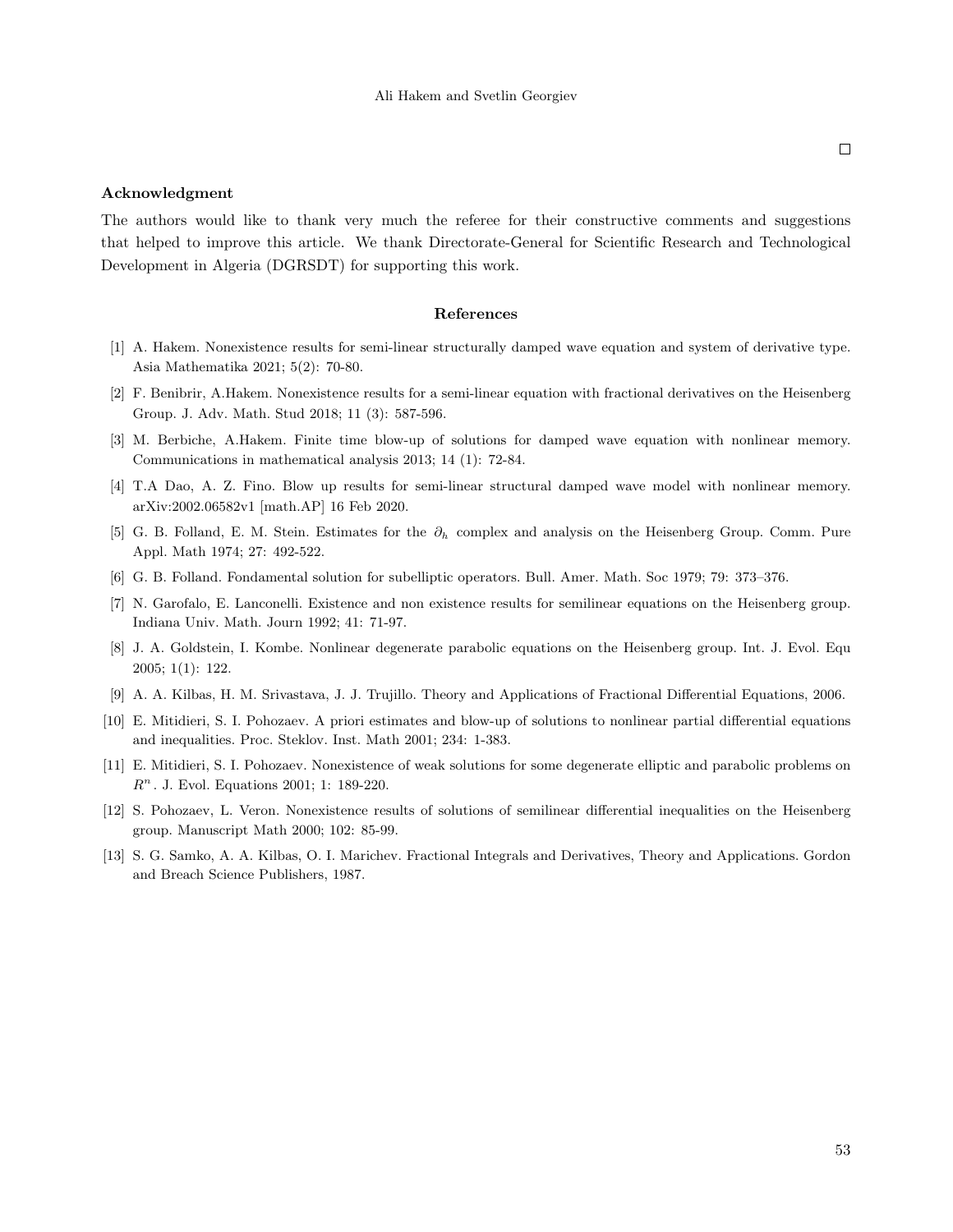□

### Acknowledgment

The authors would like to thank very much the referee for their constructive comments and suggestions that helped to improve this article. We thank Directorate-General for Scientific Research and Technological Development in Algeria (DGRSDT) for supporting this work.

## References

[1] A. Hakem. Nonexistence results for semi-linear structurally damped wave equation and system of derivative type. Asia Mathematika 2021; 5(2): 70-80.

[2] F. Benibrir, A.Hakem. Nonexistence results for a semi-linear equation with fractional derivatives on the Heisenberg Group. J. Adv. Math. Stud 2018; 11 (3): 587-596.

[3] M. Berbiche, A.Hakem. Finite time blow-up of solutions for damped wave equation with nonlinear memory. Communications in mathematical analysis 2013; 14 (1): 72-84.

[4] T.A Dao, A. Z. Fino. Blow up results for semi-linear structural damped wave model with nonlinear memory. arXiv:2002.06582v1 [math.AP] 16 Feb 2020.

[5] G. B. Folland, E. M. Stein. Estimates for the $\partial_h$ complex and analysis on the Heisenberg Group. Comm. Pure Appl. Math 1974; 27: 492-522.

[6] G. B. Folland. Fondamental solution for subelliptic operators. Bull. Amer. Math. Soc 1979; 79: 373–376.

[7] N. Garofalo, E. Lanconelli. Existence and non existence results for semilinear equations on the Heisenberg group. Indiana Univ. Math. Journ 1992; 41: 71-97.

[8] J. A. Goldstein, I. Kombe. Nonlinear degenerate parabolic equations on the Heisenberg group. Int. J. Evol. Equ 2005; 1(1): 122.

[9] A. A. Kilbas, H. M. Srivastava, J. J. Trujillo. Theory and Applications of Fractional Differential Equations, 2006.

[10] E. Mitidieri, S. I. Pohozaev. A priori estimates and blow-up of solutions to nonlinear partial differential equations and inequalities. Proc. Steklov. Inst. Math 2001; 234: 1-383.

[11] E. Mitidieri, S. I. Pohozaev. Nonexistence of weak solutions for some degenerate elliptic and parabolic problems on $R^n$. J. Evol. Equations 2001; 1: 189-220.

[12] S. Pohozaev, L. Veron. Nonexistence results of solutions of semilinear differential inequalities on the Heisenberg group. Manuscript Math 2000; 102: 85-99.

[13] S. G. Samko, A. A. Kilbas, O. I. Marichev. Fractional Integrals and Derivatives, Theory and Applications. Gordon and Breach Science Publishers, 1987.